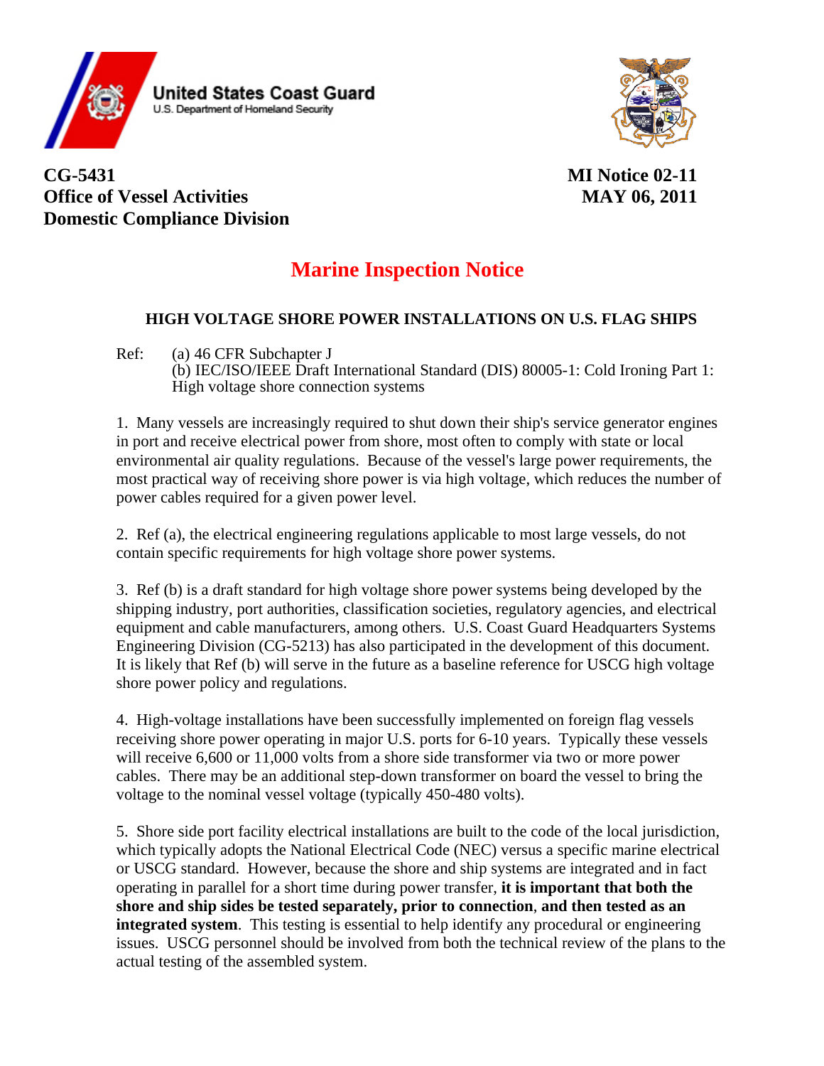United States Coast Guard
U.S. Department of Homeland Security

**CG-5431**
**Office of Vessel Activities**
**Domestic Compliance Division**

**MI Notice 02-11**
**MAY 06, 2011**

# Marine Inspection Notice

## HIGH VOLTAGE SHORE POWER INSTALLATIONS ON U.S. FLAG SHIPS

Ref: (a) 46 CFR Subchapter J
(b) IEC/ISO/IEEE Draft International Standard (DIS) 80005-1: Cold Ironing Part 1: High voltage shore connection systems

1. Many vessels are increasingly required to shut down their ship's service generator engines in port and receive electrical power from shore, most often to comply with state or local environmental air quality regulations. Because of the vessel's large power requirements, the most practical way of receiving shore power is via high voltage, which reduces the number of power cables required for a given power level.

2. Ref (a), the electrical engineering regulations applicable to most large vessels, do not contain specific requirements for high voltage shore power systems.

3. Ref (b) is a draft standard for high voltage shore power systems being developed by the shipping industry, port authorities, classification societies, regulatory agencies, and electrical equipment and cable manufacturers, among others. U.S. Coast Guard Headquarters Systems Engineering Division (CG-5213) has also participated in the development of this document. It is likely that Ref (b) will serve in the future as a baseline reference for USCG high voltage shore power policy and regulations.

4. High-voltage installations have been successfully implemented on foreign flag vessels receiving shore power operating in major U.S. ports for 6-10 years. Typically these vessels will receive 6,600 or 11,000 volts from a shore side transformer via two or more power cables. There may be an additional step-down transformer on board the vessel to bring the voltage to the nominal vessel voltage (typically 450-480 volts).

5. Shore side port facility electrical installations are built to the code of the local jurisdiction, which typically adopts the National Electrical Code (NEC) versus a specific marine electrical or USCG standard. However, because the shore and ship systems are integrated and in fact operating in parallel for a short time during power transfer, **it is important that both the shore and ship sides be tested separately, prior to connection**, **and then tested as an integrated system**. This testing is essential to help identify any procedural or engineering issues. USCG personnel should be involved from both the technical review of the plans to the actual testing of the assembled system.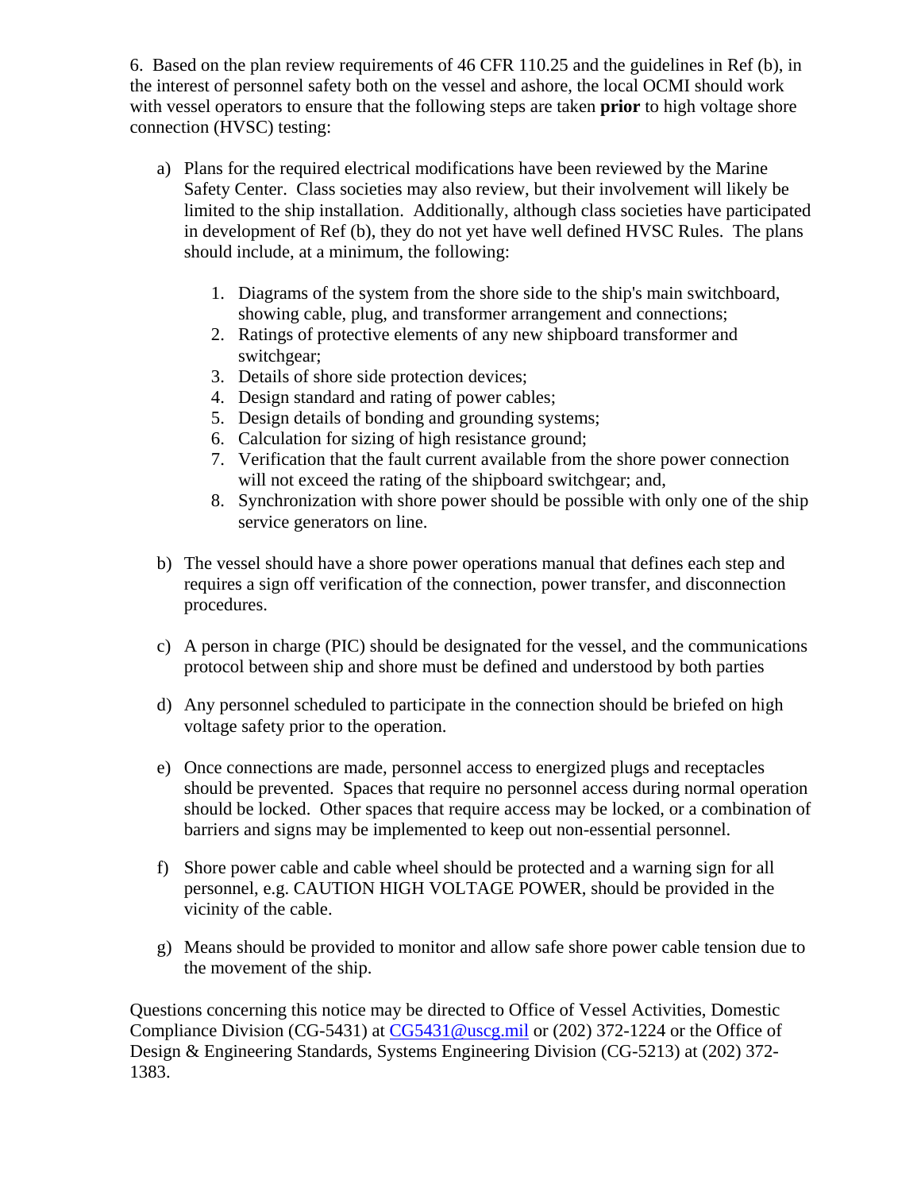6. Based on the plan review requirements of 46 CFR 110.25 and the guidelines in Ref (b), in the interest of personnel safety both on the vessel and ashore, the local OCMI should work with vessel operators to ensure that the following steps are taken **prior** to high voltage shore connection (HVSC) testing:

a) Plans for the required electrical modifications have been reviewed by the Marine Safety Center. Class societies may also review, but their involvement will likely be limited to the ship installation. Additionally, although class societies have participated in development of Ref (b), they do not yet have well defined HVSC Rules. The plans should include, at a minimum, the following:

    1. Diagrams of the system from the shore side to the ship's main switchboard, showing cable, plug, and transformer arrangement and connections;
    2. Ratings of protective elements of any new shipboard transformer and switchgear;
    3. Details of shore side protection devices;
    4. Design standard and rating of power cables;
    5. Design details of bonding and grounding systems;
    6. Calculation for sizing of high resistance ground;
    7. Verification that the fault current available from the shore power connection will not exceed the rating of the shipboard switchgear; and,
    8. Synchronization with shore power should be possible with only one of the ship service generators on line.

b) The vessel should have a shore power operations manual that defines each step and requires a sign off verification of the connection, power transfer, and disconnection procedures.

c) A person in charge (PIC) should be designated for the vessel, and the communications protocol between ship and shore must be defined and understood by both parties

d) Any personnel scheduled to participate in the connection should be briefed on high voltage safety prior to the operation.

e) Once connections are made, personnel access to energized plugs and receptacles should be prevented. Spaces that require no personnel access during normal operation should be locked. Other spaces that require access may be locked, or a combination of barriers and signs may be implemented to keep out non-essential personnel.

f) Shore power cable and cable wheel should be protected and a warning sign for all personnel, e.g. CAUTION HIGH VOLTAGE POWER, should be provided in the vicinity of the cable.

g) Means should be provided to monitor and allow safe shore power cable tension due to the movement of the ship.

Questions concerning this notice may be directed to Office of Vessel Activities, Domestic Compliance Division (CG-5431) at CG5431@uscg.mil or (202) 372-1224 or the Office of Design & Engineering Standards, Systems Engineering Division (CG-5213) at (202) 372-1383.